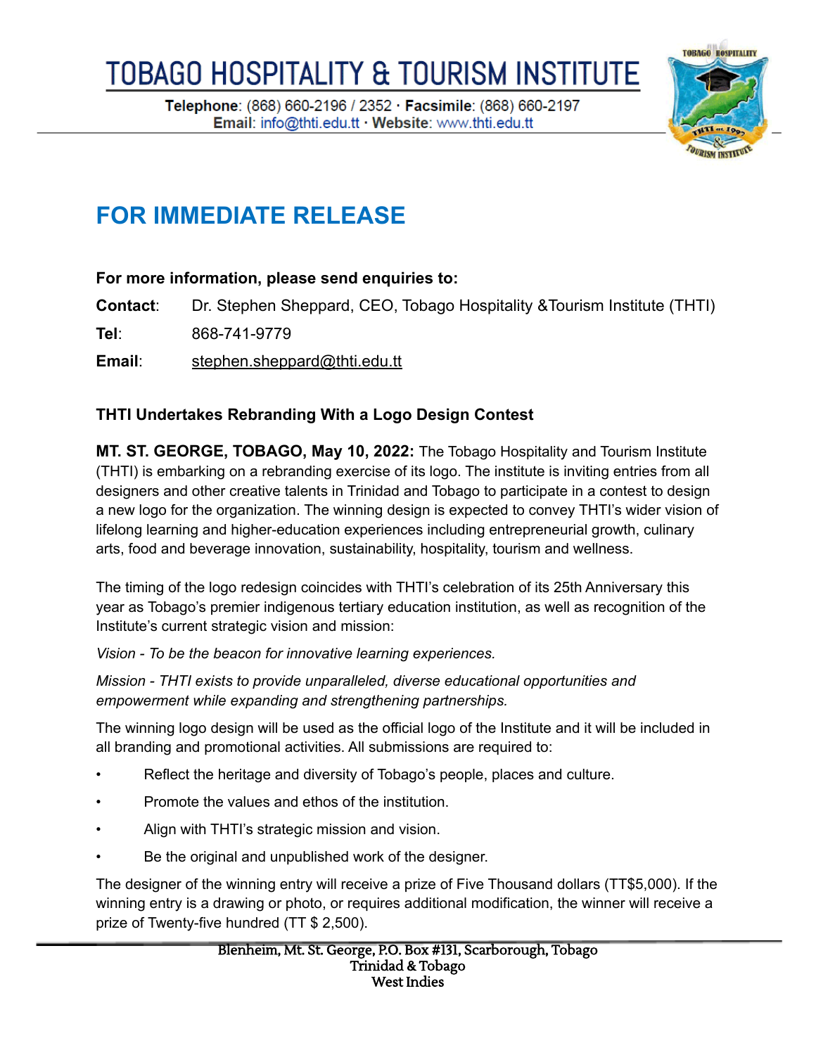# TOBAGO HOSPITALITY & TOURISM INSTITUTE

**Telephone**: (868) 660-2196 / 2352 · **Facsimile**: (868) 660-2197
**Email**: info@thti.edu.tt · **Website**: www.thti.edu.tt

## FOR IMMEDIATE RELEASE

**For more information, please send enquiries to:**

**Contact**: Dr. Stephen Sheppard, CEO, Tobago Hospitality &Tourism Institute (THTI)

**Tel**: 868-741-9779

**Email**: stephen.sheppard@thti.edu.tt

### THTI Undertakes Rebranding With a Logo Design Contest

**MT. ST. GEORGE, TOBAGO, May 10, 2022:** The Tobago Hospitality and Tourism Institute (THTI) is embarking on a rebranding exercise of its logo. The institute is inviting entries from all designers and other creative talents in Trinidad and Tobago to participate in a contest to design a new logo for the organization. The winning design is expected to convey THTI's wider vision of lifelong learning and higher-education experiences including entrepreneurial growth, culinary arts, food and beverage innovation, sustainability, hospitality, tourism and wellness.

The timing of the logo redesign coincides with THTI's celebration of its 25th Anniversary this year as Tobago's premier indigenous tertiary education institution, as well as recognition of the Institute's current strategic vision and mission:

*Vision - To be the beacon for innovative learning experiences.*

*Mission - THTI exists to provide unparalleled, diverse educational opportunities and empowerment while expanding and strengthening partnerships.*

The winning logo design will be used as the official logo of the Institute and it will be included in all branding and promotional activities. All submissions are required to:

- Reflect the heritage and diversity of Tobago's people, places and culture.
- Promote the values and ethos of the institution.
- Align with THTI's strategic mission and vision.
- Be the original and unpublished work of the designer.

The designer of the winning entry will receive a prize of Five Thousand dollars (TT$5,000). If the winning entry is a drawing or photo, or requires additional modification, the winner will receive a prize of Twenty-five hundred (TT $ 2,500).

Blenheim, Mt. St. George, P.O. Box #131, Scarborough, Tobago
Trinidad & Tobago
West Indies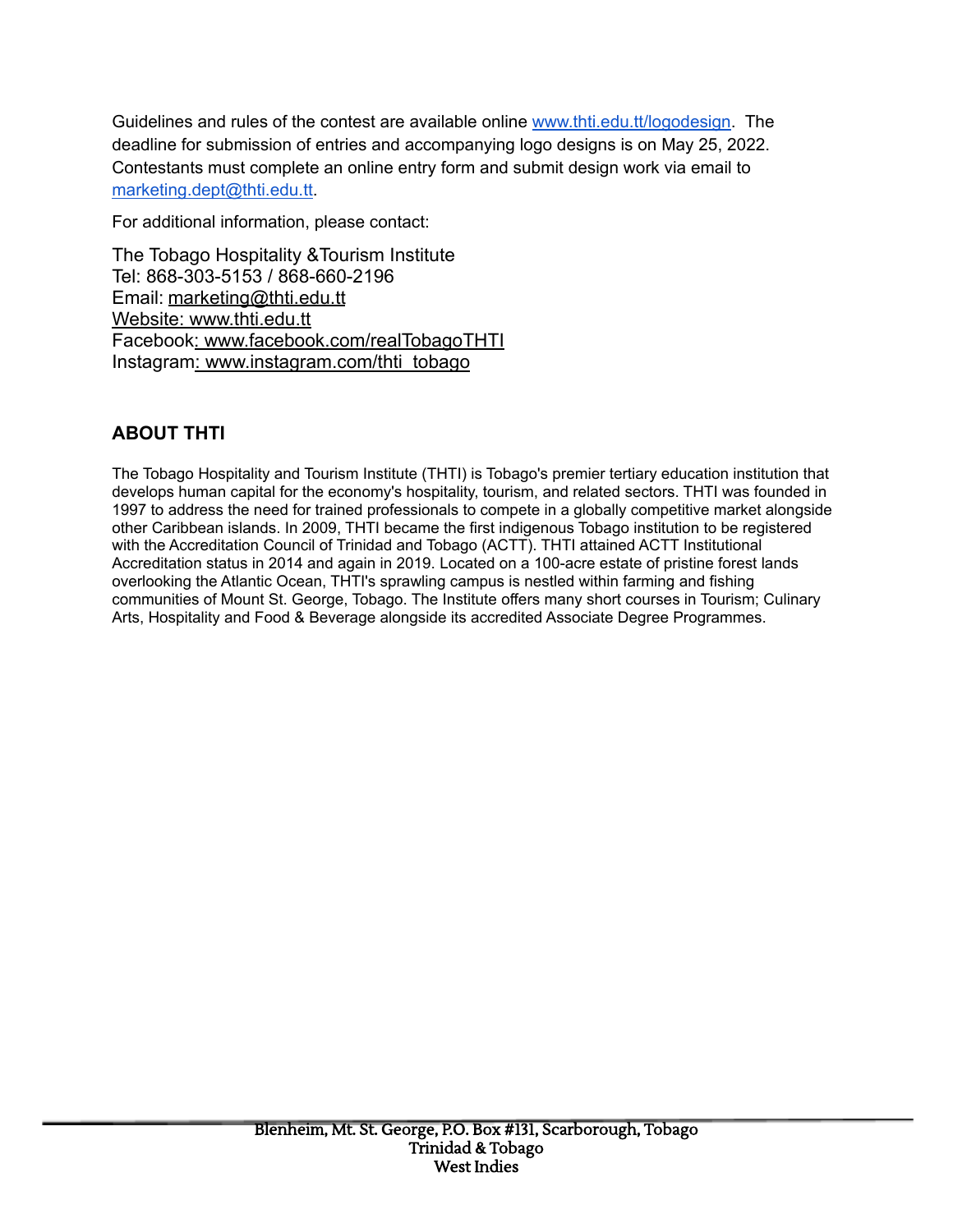Guidelines and rules of the contest are available online www.thti.edu.tt/logodesign. The deadline for submission of entries and accompanying logo designs is on May 25, 2022. Contestants must complete an online entry form and submit design work via email to marketing.dept@thti.edu.tt.

For additional information, please contact:

The Tobago Hospitality &Tourism Institute
Tel: 868-303-5153 / 868-660-2196
Email: marketing@thti.edu.tt
Website: www.thti.edu.tt
Facebook: www.facebook.com/realTobagoTHTI
Instagram: www.instagram.com/thti_tobago

## ABOUT THTI

The Tobago Hospitality and Tourism Institute (THTI) is Tobago's premier tertiary education institution that develops human capital for the economy's hospitality, tourism, and related sectors. THTI was founded in 1997 to address the need for trained professionals to compete in a globally competitive market alongside other Caribbean islands. In 2009, THTI became the first indigenous Tobago institution to be registered with the Accreditation Council of Trinidad and Tobago (ACTT). THTI attained ACTT Institutional Accreditation status in 2014 and again in 2019. Located on a 100-acre estate of pristine forest lands overlooking the Atlantic Ocean, THTI's sprawling campus is nestled within farming and fishing communities of Mount St. George, Tobago. The Institute offers many short courses in Tourism; Culinary Arts, Hospitality and Food & Beverage alongside its accredited Associate Degree Programmes.